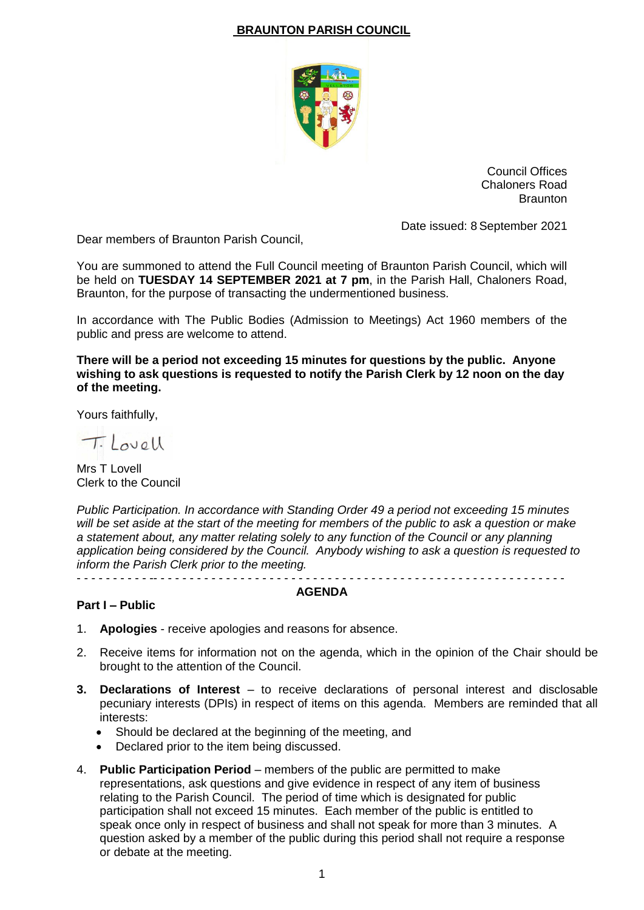# BRAUNTON PARISH COUNCIL

Council Offices
Chaloners Road
Braunton

Date issued: 8 September 2021

Dear members of Braunton Parish Council,

You are summoned to attend the Full Council meeting of Braunton Parish Council, which will be held on **TUESDAY 14 SEPTEMBER 2021 at 7 pm**, in the Parish Hall, Chaloners Road, Braunton, for the purpose of transacting the undermentioned business.

In accordance with The Public Bodies (Admission to Meetings) Act 1960 members of the public and press are welcome to attend.

**There will be a period not exceeding 15 minutes for questions by the public. Anyone wishing to ask questions is requested to notify the Parish Clerk by 12 noon on the day of the meeting.**

Yours faithfully,

T. Lovell

Mrs T Lovell
Clerk to the Council

*Public Participation. In accordance with Standing Order 49 a period not exceeding 15 minutes will be set aside at the start of the meeting for members of the public to ask a question or make a statement about, any matter relating solely to any function of the Council or any planning application being considered by the Council. Anybody wishing to ask a question is requested to inform the Parish Clerk prior to the meeting.*

---

## AGENDA

### Part I – Public

1. **Apologies** - receive apologies and reasons for absence.

2. Receive items for information not on the agenda, which in the opinion of the Chair should be brought to the attention of the Council.

3. **Declarations of Interest** – to receive declarations of personal interest and disclosable pecuniary interests (DPIs) in respect of items on this agenda. Members are reminded that all interests:
   - Should be declared at the beginning of the meeting, and
   - Declared prior to the item being discussed.

4. **Public Participation Period** – members of the public are permitted to make representations, ask questions and give evidence in respect of any item of business relating to the Parish Council. The period of time which is designated for public participation shall not exceed 15 minutes. Each member of the public is entitled to speak once only in respect of business and shall not speak for more than 3 minutes. A question asked by a member of the public during this period shall not require a response or debate at the meeting.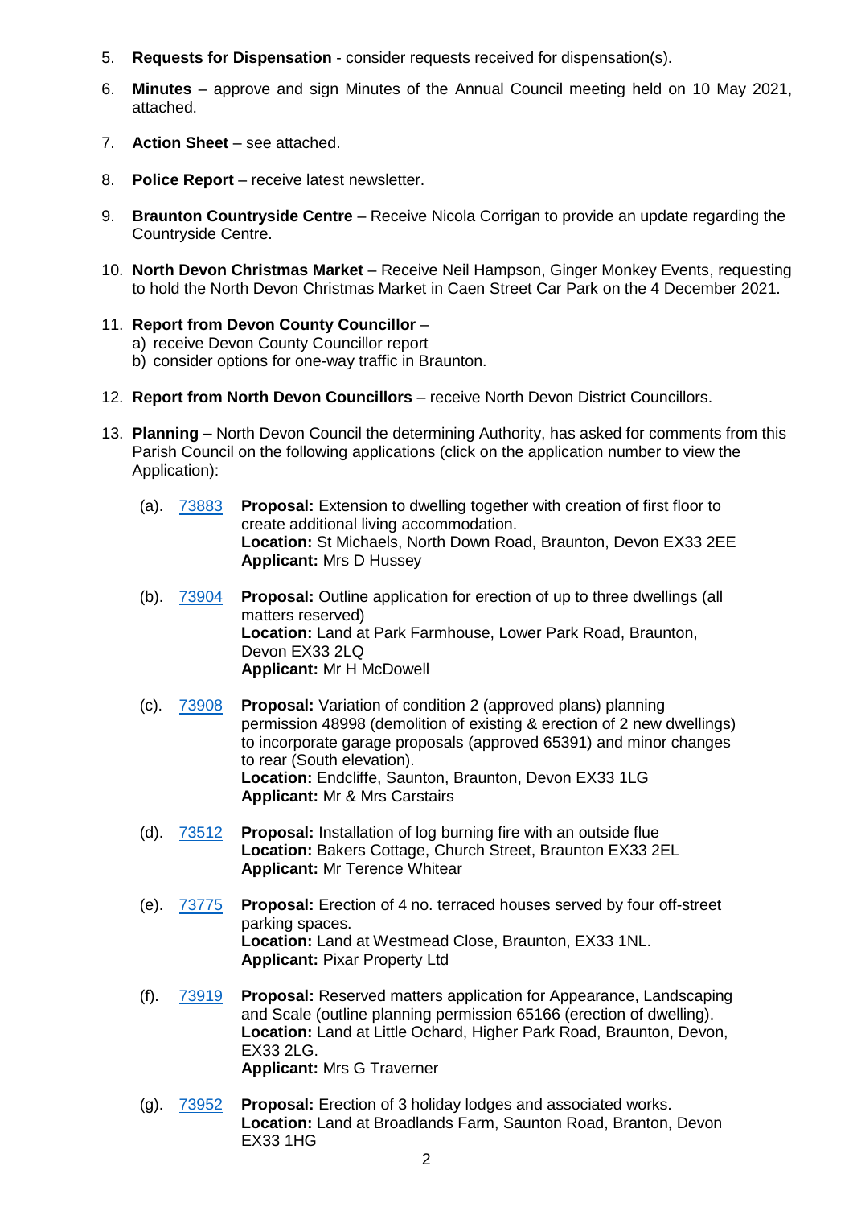5. **Requests for Dispensation** - consider requests received for dispensation(s).

6. **Minutes** – approve and sign Minutes of the Annual Council meeting held on 10 May 2021, attached.

7. **Action Sheet** – see attached.

8. **Police Report** – receive latest newsletter.

9. **Braunton Countryside Centre** – Receive Nicola Corrigan to provide an update regarding the Countryside Centre.

10. **North Devon Christmas Market** – Receive Neil Hampson, Ginger Monkey Events, requesting to hold the North Devon Christmas Market in Caen Street Car Park on the 4 December 2021.

11. **Report from Devon County Councillor** –
    a) receive Devon County Councillor report
    b) consider options for one-way traffic in Braunton.

12. **Report from North Devon Councillors** – receive North Devon District Councillors.

13. **Planning –** North Devon Council the determining Authority, has asked for comments from this Parish Council on the following applications (click on the application number to view the Application):

    (a). 73883 **Proposal:** Extension to dwelling together with creation of first floor to create additional living accommodation.
    **Location:** St Michaels, North Down Road, Braunton, Devon EX33 2EE
    **Applicant:** Mrs D Hussey

    (b). 73904 **Proposal:** Outline application for erection of up to three dwellings (all matters reserved)
    **Location:** Land at Park Farmhouse, Lower Park Road, Braunton, Devon EX33 2LQ
    **Applicant:** Mr H McDowell

    (c). 73908 **Proposal:** Variation of condition 2 (approved plans) planning permission 48998 (demolition of existing & erection of 2 new dwellings) to incorporate garage proposals (approved 65391) and minor changes to rear (South elevation).
    **Location:** Endcliffe, Saunton, Braunton, Devon EX33 1LG
    **Applicant:** Mr & Mrs Carstairs

    (d). 73512 **Proposal:** Installation of log burning fire with an outside flue
    **Location:** Bakers Cottage, Church Street, Braunton EX33 2EL
    **Applicant:** Mr Terence Whitear

    (e). 73775 **Proposal:** Erection of 4 no. terraced houses served by four off-street parking spaces.
    **Location:** Land at Westmead Close, Braunton, EX33 1NL.
    **Applicant:** Pixar Property Ltd

    (f). 73919 **Proposal:** Reserved matters application for Appearance, Landscaping and Scale (outline planning permission 65166 (erection of dwelling).
    **Location:** Land at Little Ochard, Higher Park Road, Braunton, Devon, EX33 2LG.
    **Applicant:** Mrs G Traverner

    (g). 73952 **Proposal:** Erection of 3 holiday lodges and associated works.
    **Location:** Land at Broadlands Farm, Saunton Road, Branton, Devon EX33 1HG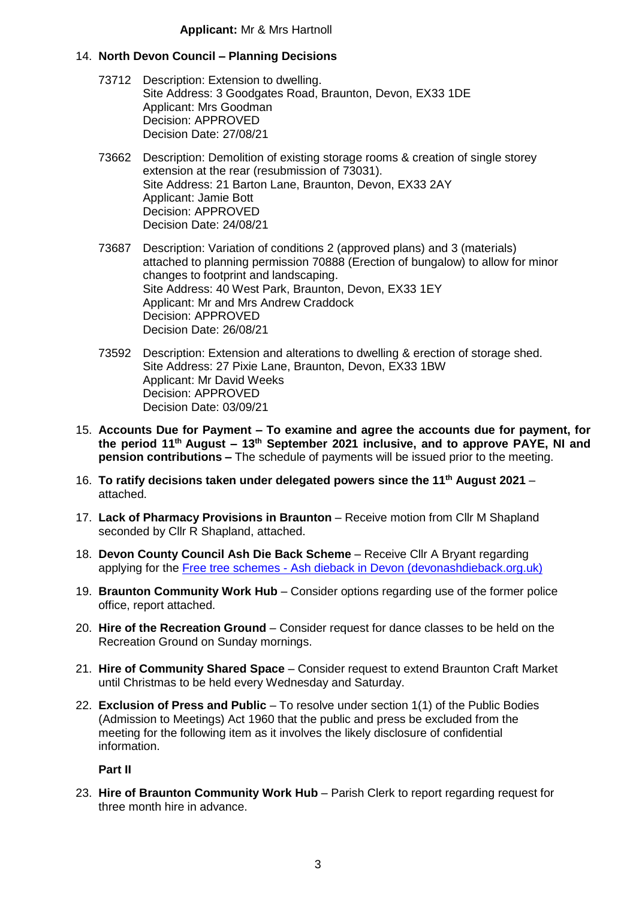**Applicant:** Mr & Mrs Hartnoll

14. **North Devon Council – Planning Decisions**

    73712 Description: Extension to dwelling.
    Site Address: 3 Goodgates Road, Braunton, Devon, EX33 1DE
    Applicant: Mrs Goodman
    Decision: APPROVED
    Decision Date: 27/08/21

    73662 Description: Demolition of existing storage rooms & creation of single storey extension at the rear (resubmission of 73031).
    Site Address: 21 Barton Lane, Braunton, Devon, EX33 2AY
    Applicant: Jamie Bott
    Decision: APPROVED
    Decision Date: 24/08/21

    73687 Description: Variation of conditions 2 (approved plans) and 3 (materials) attached to planning permission 70888 (Erection of bungalow) to allow for minor changes to footprint and landscaping.
    Site Address: 40 West Park, Braunton, Devon, EX33 1EY
    Applicant: Mr and Mrs Andrew Craddock
    Decision: APPROVED
    Decision Date: 26/08/21

    73592 Description: Extension and alterations to dwelling & erection of storage shed.
    Site Address: 27 Pixie Lane, Braunton, Devon, EX33 1BW
    Applicant: Mr David Weeks
    Decision: APPROVED
    Decision Date: 03/09/21

15. **Accounts Due for Payment – To examine and agree the accounts due for payment, for the period 11th August – 13th September 2021 inclusive, and to approve PAYE, NI and pension contributions –** The schedule of payments will be issued prior to the meeting.

16. **To ratify decisions taken under delegated powers since the 11th August 2021** – attached.

17. **Lack of Pharmacy Provisions in Braunton** – Receive motion from Cllr M Shapland seconded by Cllr R Shapland, attached.

18. **Devon County Council Ash Die Back Scheme** – Receive Cllr A Bryant regarding applying for the Free tree schemes - Ash dieback in Devon (devonashdieback.org.uk)

19. **Braunton Community Work Hub** – Consider options regarding use of the former police office, report attached.

20. **Hire of the Recreation Ground** – Consider request for dance classes to be held on the Recreation Ground on Sunday mornings.

21. **Hire of Community Shared Space** – Consider request to extend Braunton Craft Market until Christmas to be held every Wednesday and Saturday.

22. **Exclusion of Press and Public** – To resolve under section 1(1) of the Public Bodies (Admission to Meetings) Act 1960 that the public and press be excluded from the meeting for the following item as it involves the likely disclosure of confidential information.

    **Part II**

23. **Hire of Braunton Community Work Hub** – Parish Clerk to report regarding request for three month hire in advance.